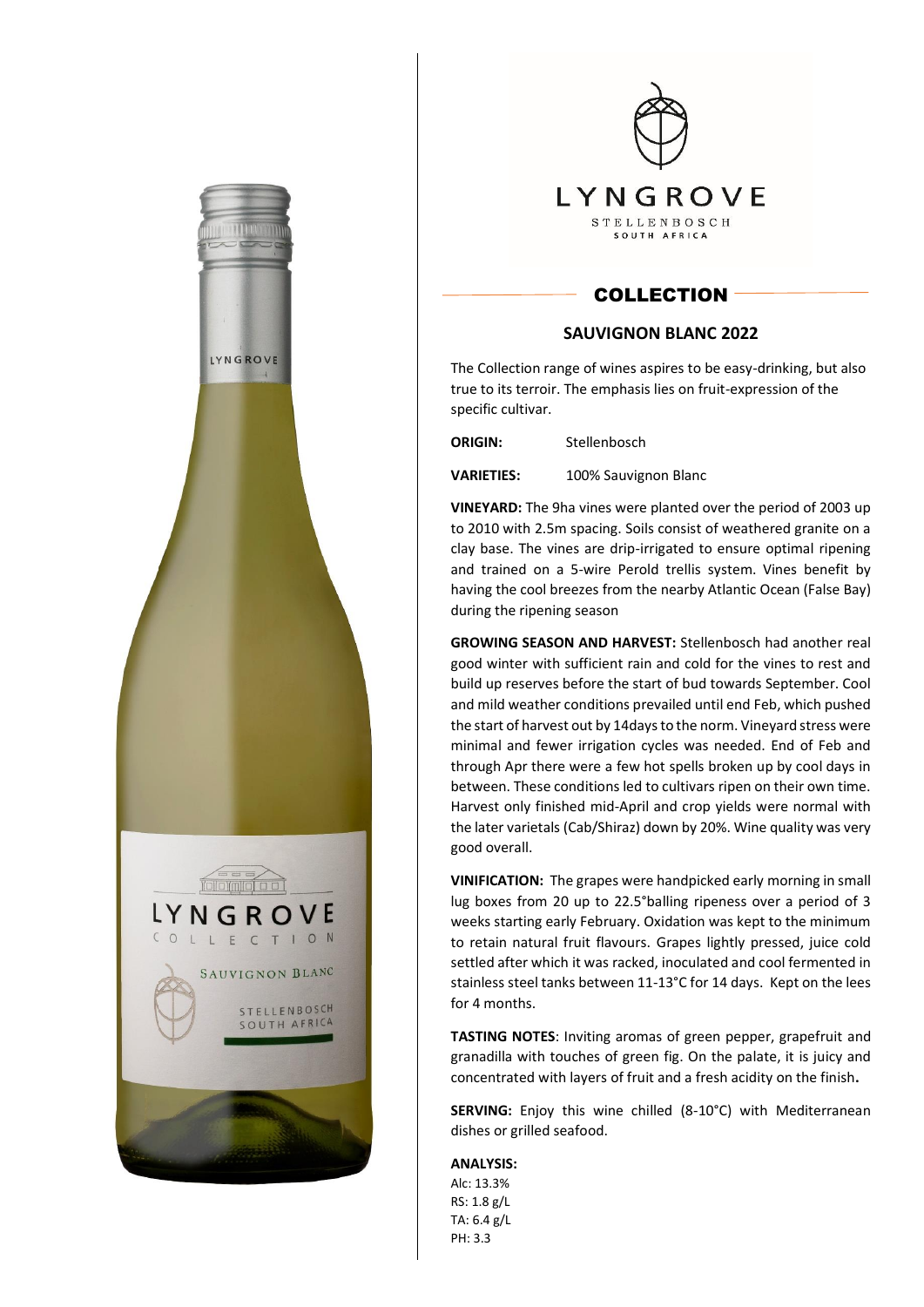LYNGROVE

STELLENBOSCH
SOUTH AFRICA

## COLLECTION

### SAUVIGNON BLANC 2022

The Collection range of wines aspires to be easy-drinking, but also true to its terroir. The emphasis lies on fruit-expression of the specific cultivar.

**ORIGIN:** Stellenbosch

**VARIETIES:** 100% Sauvignon Blanc

**VINEYARD:** The 9ha vines were planted over the period of 2003 up to 2010 with 2.5m spacing. Soils consist of weathered granite on a clay base. The vines are drip-irrigated to ensure optimal ripening and trained on a 5-wire Perold trellis system. Vines benefit by having the cool breezes from the nearby Atlantic Ocean (False Bay) during the ripening season

**GROWING SEASON AND HARVEST:** Stellenbosch had another real good winter with sufficient rain and cold for the vines to rest and build up reserves before the start of bud towards September. Cool and mild weather conditions prevailed until end Feb, which pushed the start of harvest out by 14days to the norm. Vineyard stress were minimal and fewer irrigation cycles was needed. End of Feb and through Apr there were a few hot spells broken up by cool days in between. These conditions led to cultivars ripen on their own time. Harvest only finished mid-April and crop yields were normal with the later varietals (Cab/Shiraz) down by 20%. Wine quality was very good overall.

**VINIFICATION:** The grapes were handpicked early morning in small lug boxes from 20 up to 22.5°balling ripeness over a period of 3 weeks starting early February. Oxidation was kept to the minimum to retain natural fruit flavours. Grapes lightly pressed, juice cold settled after which it was racked, inoculated and cool fermented in stainless steel tanks between 11-13°C for 14 days. Kept on the lees for 4 months.

**TASTING NOTES**: Inviting aromas of green pepper, grapefruit and granadilla with touches of green fig. On the palate, it is juicy and concentrated with layers of fruit and a fresh acidity on the finish**.**

**SERVING:** Enjoy this wine chilled (8-10°C) with Mediterranean dishes or grilled seafood.

**ANALYSIS:**

Alc: 13.3%
RS: 1.8 g/L
TA: 6.4 g/L
PH: 3.3